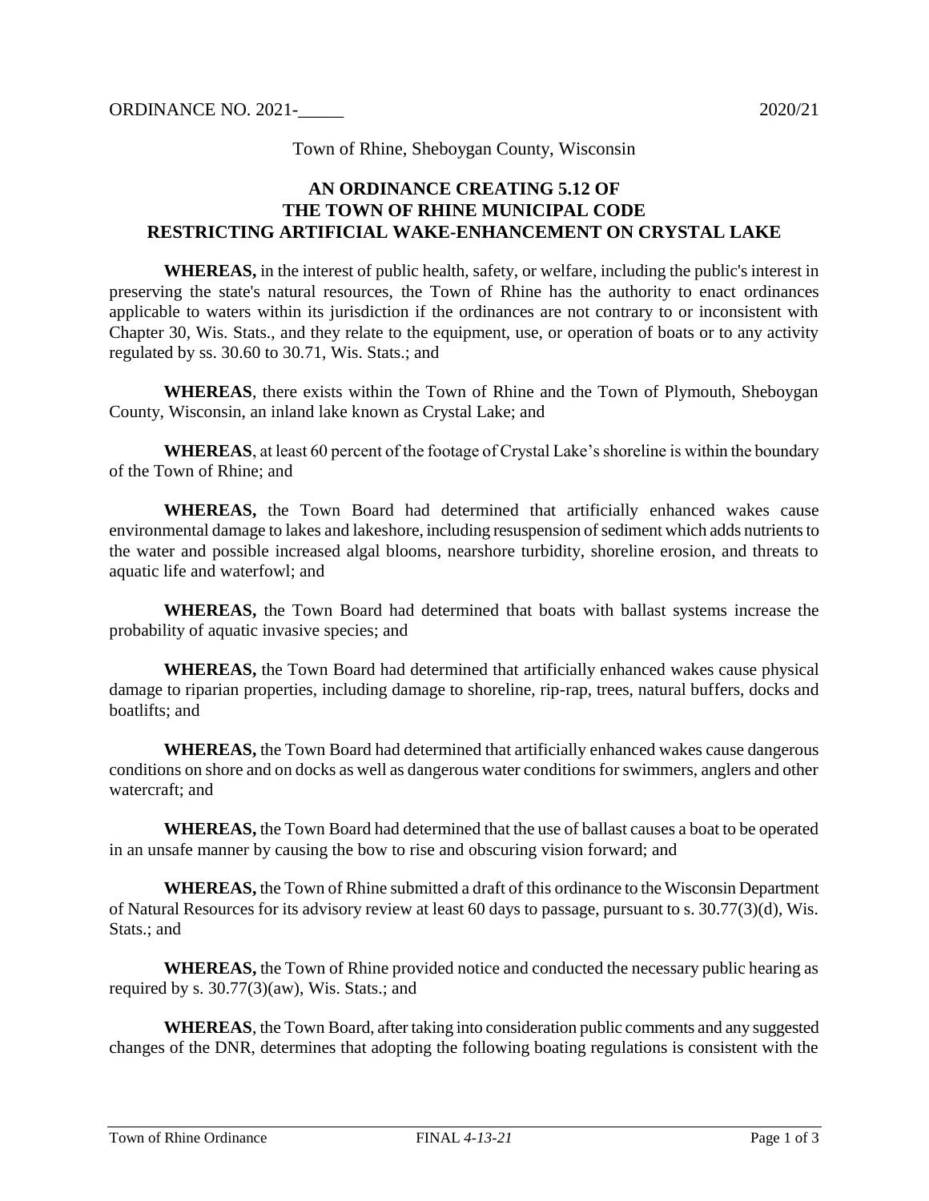ORDINANCE NO. 2021-_____ 2020/21

Town of Rhine, Sheboygan County, Wisconsin

## AN ORDINANCE CREATING 5.12 OF THE TOWN OF RHINE MUNICIPAL CODE RESTRICTING ARTIFICIAL WAKE-ENHANCEMENT ON CRYSTAL LAKE

**WHEREAS,** in the interest of public health, safety, or welfare, including the public's interest in preserving the state's natural resources, the Town of Rhine has the authority to enact ordinances applicable to waters within its jurisdiction if the ordinances are not contrary to or inconsistent with Chapter 30, Wis. Stats., and they relate to the equipment, use, or operation of boats or to any activity regulated by ss. 30.60 to 30.71, Wis. Stats.; and

**WHEREAS**, there exists within the Town of Rhine and the Town of Plymouth, Sheboygan County, Wisconsin, an inland lake known as Crystal Lake; and

**WHEREAS**, at least 60 percent of the footage of Crystal Lake's shoreline is within the boundary of the Town of Rhine; and

**WHEREAS,** the Town Board had determined that artificially enhanced wakes cause environmental damage to lakes and lakeshore, including resuspension of sediment which adds nutrients to the water and possible increased algal blooms, nearshore turbidity, shoreline erosion, and threats to aquatic life and waterfowl; and

**WHEREAS,** the Town Board had determined that boats with ballast systems increase the probability of aquatic invasive species; and

**WHEREAS,** the Town Board had determined that artificially enhanced wakes cause physical damage to riparian properties, including damage to shoreline, rip-rap, trees, natural buffers, docks and boatlifts; and

**WHEREAS,** the Town Board had determined that artificially enhanced wakes cause dangerous conditions on shore and on docks as well as dangerous water conditions for swimmers, anglers and other watercraft; and

**WHEREAS,** the Town Board had determined that the use of ballast causes a boat to be operated in an unsafe manner by causing the bow to rise and obscuring vision forward; and

**WHEREAS,** the Town of Rhine submitted a draft of this ordinance to the Wisconsin Department of Natural Resources for its advisory review at least 60 days to passage, pursuant to s. 30.77(3)(d), Wis. Stats.; and

**WHEREAS,** the Town of Rhine provided notice and conducted the necessary public hearing as required by s. 30.77(3)(aw), Wis. Stats.; and

**WHEREAS**, the Town Board, after taking into consideration public comments and any suggested changes of the DNR, determines that adopting the following boating regulations is consistent with the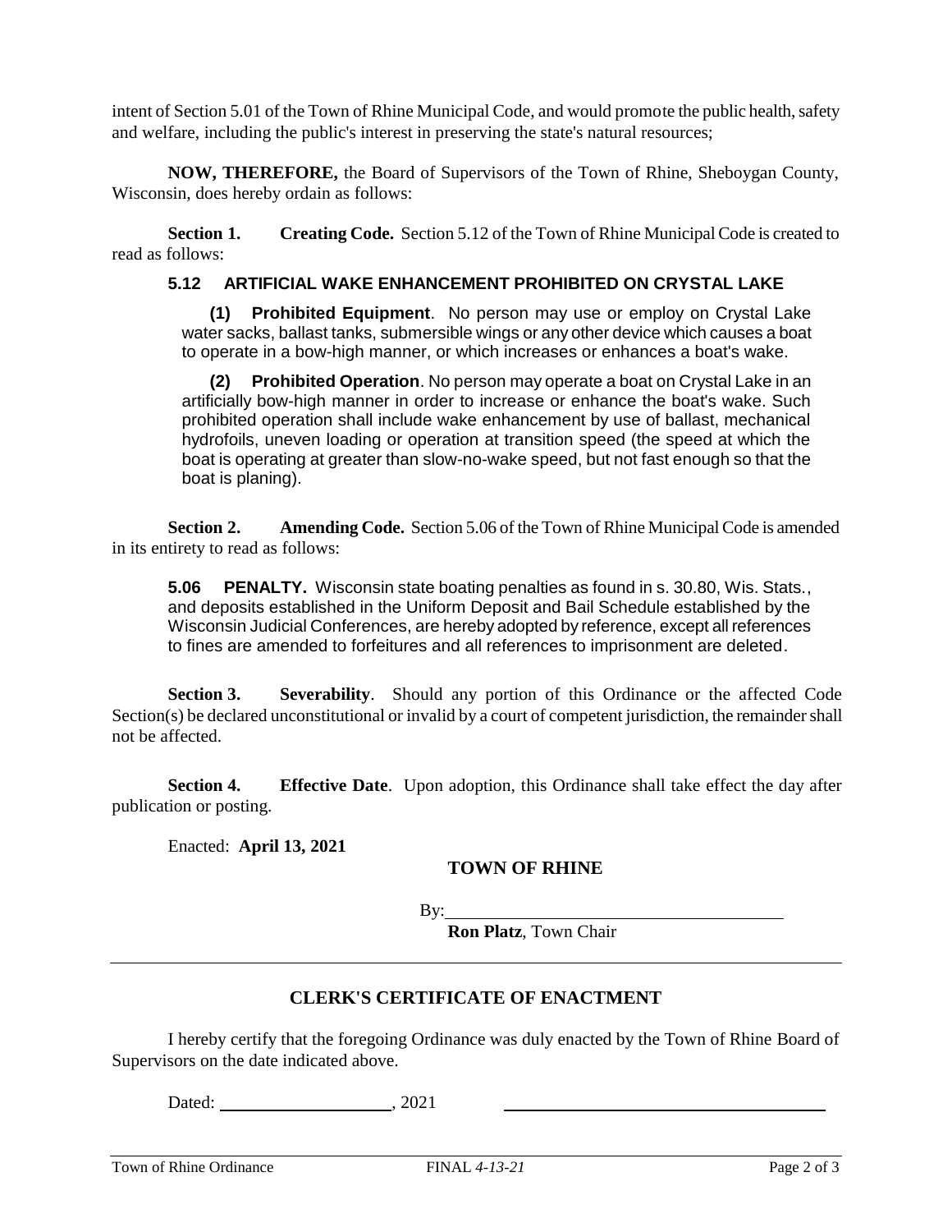intent of Section 5.01 of the Town of Rhine Municipal Code, and would promote the public health, safety and welfare, including the public's interest in preserving the state's natural resources;

**NOW, THEREFORE,** the Board of Supervisors of the Town of Rhine, Sheboygan County, Wisconsin, does hereby ordain as follows:

**Section 1. Creating Code.** Section 5.12 of the Town of Rhine Municipal Code is created to read as follows:

### 5.12 ARTIFICIAL WAKE ENHANCEMENT PROHIBITED ON CRYSTAL LAKE

**(1) Prohibited Equipment**. No person may use or employ on Crystal Lake water sacks, ballast tanks, submersible wings or any other device which causes a boat to operate in a bow-high manner, or which increases or enhances a boat's wake.

**(2) Prohibited Operation**. No person may operate a boat on Crystal Lake in an artificially bow-high manner in order to increase or enhance the boat's wake. Such prohibited operation shall include wake enhancement by use of ballast, mechanical hydrofoils, uneven loading or operation at transition speed (the speed at which the boat is operating at greater than slow-no-wake speed, but not fast enough so that the boat is planing).

**Section 2. Amending Code.** Section 5.06 of the Town of Rhine Municipal Code is amended in its entirety to read as follows:

**5.06 PENALTY.** Wisconsin state boating penalties as found in s. 30.80, Wis. Stats., and deposits established in the Uniform Deposit and Bail Schedule established by the Wisconsin Judicial Conferences, are hereby adopted by reference, except all references to fines are amended to forfeitures and all references to imprisonment are deleted.

**Section 3. Severability**. Should any portion of this Ordinance or the affected Code Section(s) be declared unconstitutional or invalid by a court of competent jurisdiction, the remainder shall not be affected.

**Section 4. Effective Date**. Upon adoption, this Ordinance shall take effect the day after publication or posting.

Enacted: **April 13, 2021**

**TOWN OF RHINE**

By:\_\_\_\_\_\_\_\_\_\_\_\_\_\_\_\_\_\_\_\_\_\_\_\_\_\_\_\_\_\_\_\_\_\_\_\_

**Ron Platz**, Town Chair

---

## CLERK'S CERTIFICATE OF ENACTMENT

I hereby certify that the foregoing Ordinance was duly enacted by the Town of Rhine Board of Supervisors on the date indicated above.

Dated: \_\_\_\_\_\_\_\_\_\_\_\_\_\_\_\_\_\_\_\_, 2021 \_\_\_\_\_\_\_\_\_\_\_\_\_\_\_\_\_\_\_\_\_\_\_\_\_\_\_\_\_\_\_\_\_\_\_\_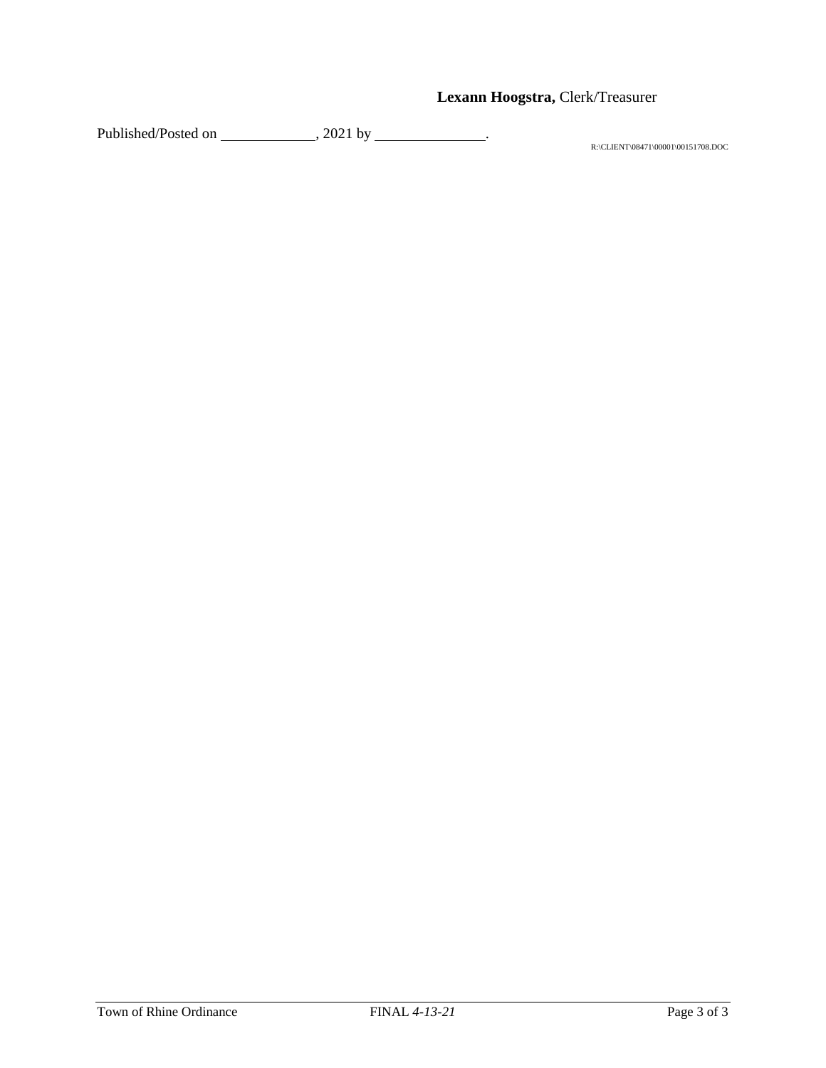**Lexann Hoogstra,** Clerk/Treasurer

Published/Posted on _____________, 2021 by _______________.

R:\CLIENT\08471\00001\00151708.DOC